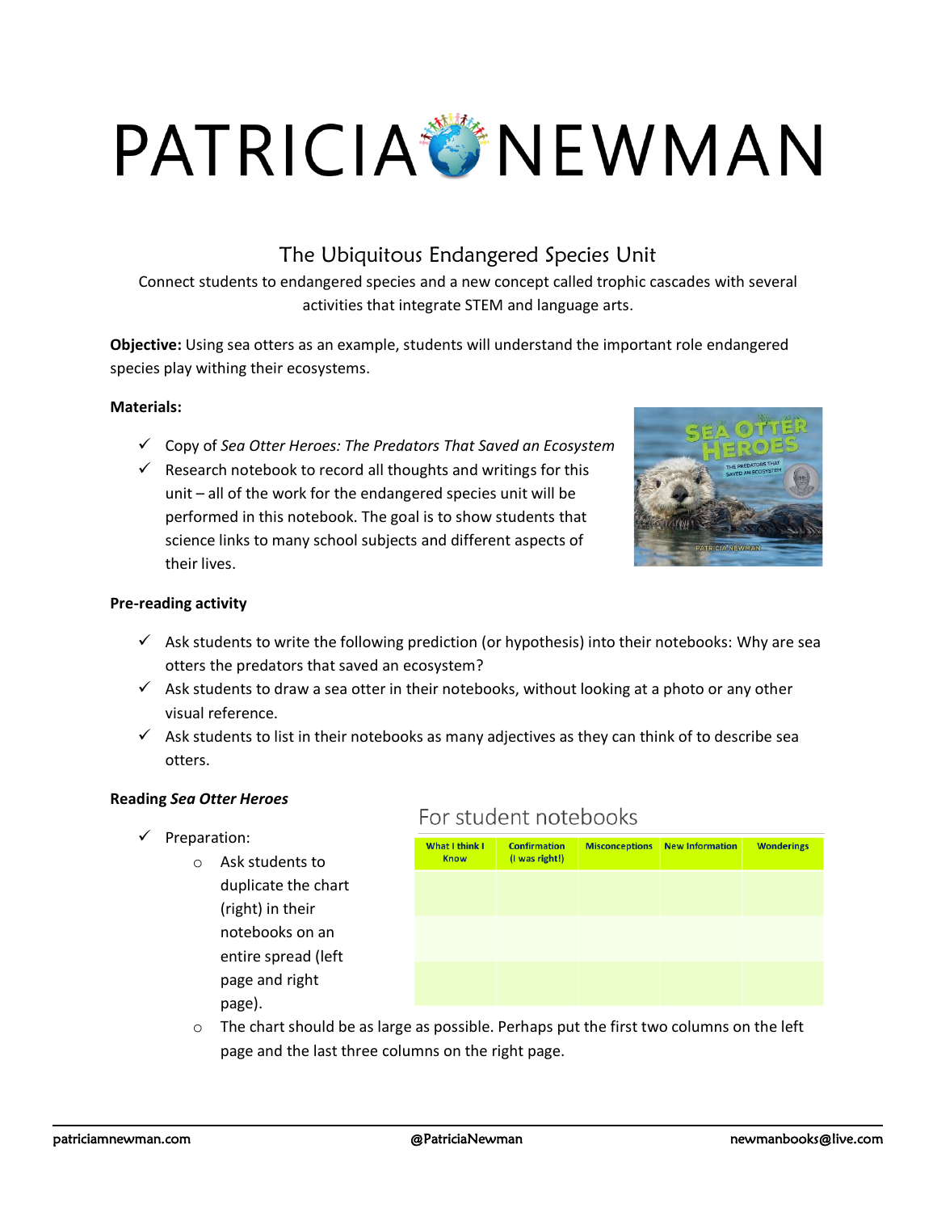# PATRICIA NEWMAN

## The Ubiquitous Endangered Species Unit

Connect students to endangered species and a new concept called trophic cascades with several activities that integrate STEM and language arts.

**Objective:** Using sea otters as an example, students will understand the important role endangered species play withing their ecosystems.

**Materials:**

- ✓ Copy of *Sea Otter Heroes: The Predators That Saved an Ecosystem*
- ✓ Research notebook to record all thoughts and writings for this unit – all of the work for the endangered species unit will be performed in this notebook. The goal is to show students that science links to many school subjects and different aspects of their lives.

**Pre-reading activity**

- ✓ Ask students to write the following prediction (or hypothesis) into their notebooks: Why are sea otters the predators that saved an ecosystem?
- ✓ Ask students to draw a sea otter in their notebooks, without looking at a photo or any other visual reference.
- ✓ Ask students to list in their notebooks as many adjectives as they can think of to describe sea otters.

**Reading *Sea Otter Heroes***

- ✓ Preparation:
  - Ask students to duplicate the chart (right) in their notebooks on an entire spread (left page and right page).
  - The chart should be as large as possible. Perhaps put the first two columns on the left page and the last three columns on the right page.

For student notebooks

| What I think I Know | Confirmation (I was right!) | Misconceptions | New Information | Wonderings |
|---|---|---|---|---|
| | | | | |
| | | | | |
| | | | | |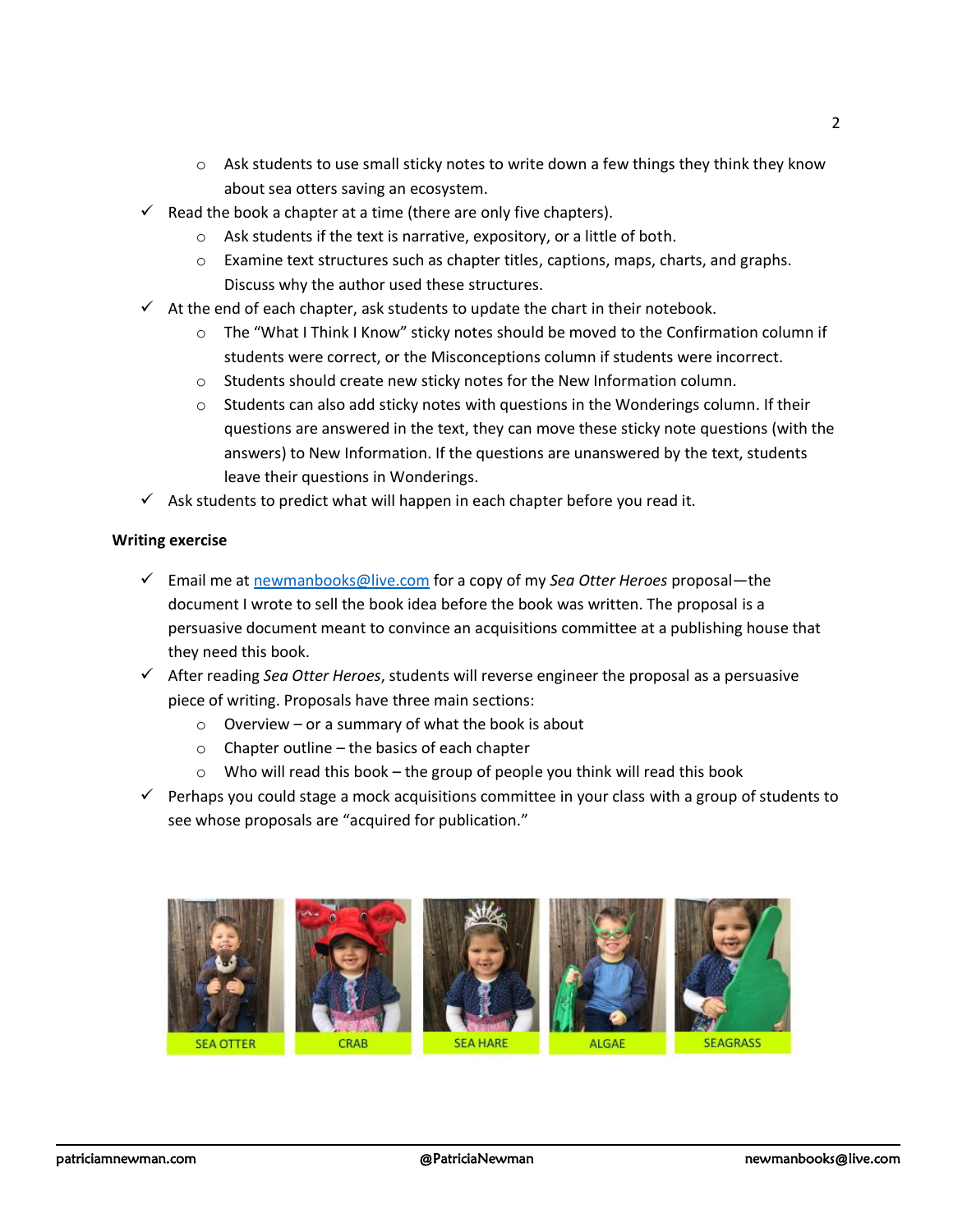- Ask students to use small sticky notes to write down a few things they think they know about sea otters saving an ecosystem.

- ✓ Read the book a chapter at a time (there are only five chapters).
  - Ask students if the text is narrative, expository, or a little of both.
  - Examine text structures such as chapter titles, captions, maps, charts, and graphs. Discuss why the author used these structures.
- ✓ At the end of each chapter, ask students to update the chart in their notebook.
  - The "What I Think I Know" sticky notes should be moved to the Confirmation column if students were correct, or the Misconceptions column if students were incorrect.
  - Students should create new sticky notes for the New Information column.
  - Students can also add sticky notes with questions in the Wonderings column. If their questions are answered in the text, they can move these sticky note questions (with the answers) to New Information. If the questions are unanswered by the text, students leave their questions in Wonderings.
- ✓ Ask students to predict what will happen in each chapter before you read it.

**Writing exercise**

- ✓ Email me at newmanbooks@live.com for a copy of my *Sea Otter Heroes* proposal—the document I wrote to sell the book idea before the book was written. The proposal is a persuasive document meant to convince an acquisitions committee at a publishing house that they need this book.
- ✓ After reading *Sea Otter Heroes*, students will reverse engineer the proposal as a persuasive piece of writing. Proposals have three main sections:
  - Overview – or a summary of what the book is about
  - Chapter outline – the basics of each chapter
  - Who will read this book – the group of people you think will read this book
- ✓ Perhaps you could stage a mock acquisitions committee in your class with a group of students to see whose proposals are "acquired for publication."

SEA OTTER CRAB SEA HARE ALGAE SEAGRASS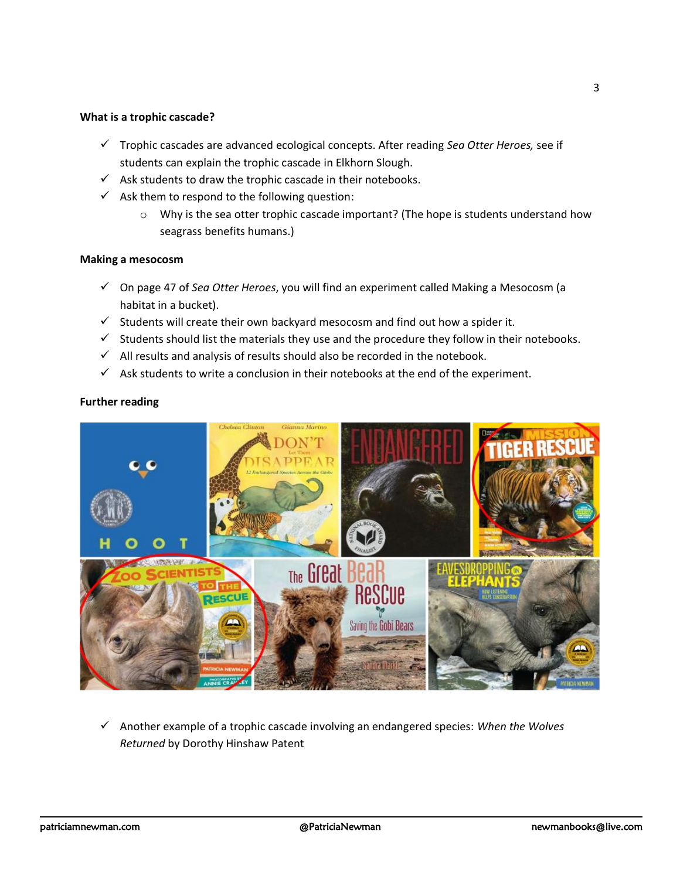**What is a trophic cascade?**

- ✓ Trophic cascades are advanced ecological concepts. After reading *Sea Otter Heroes,* see if students can explain the trophic cascade in Elkhorn Slough.
- ✓ Ask students to draw the trophic cascade in their notebooks.
- ✓ Ask them to respond to the following question:
    - Why is the sea otter trophic cascade important? (The hope is students understand how seagrass benefits humans.)

**Making a mesocosm**

- ✓ On page 47 of *Sea Otter Heroes*, you will find an experiment called Making a Mesocosm (a habitat in a bucket).
- ✓ Students will create their own backyard mesocosm and find out how a spider it.
- ✓ Students should list the materials they use and the procedure they follow in their notebooks.
- ✓ All results and analysis of results should also be recorded in the notebook.
- ✓ Ask students to write a conclusion in their notebooks at the end of the experiment.

**Further reading**

- ✓ Another example of a trophic cascade involving an endangered species: *When the Wolves Returned* by Dorothy Hinshaw Patent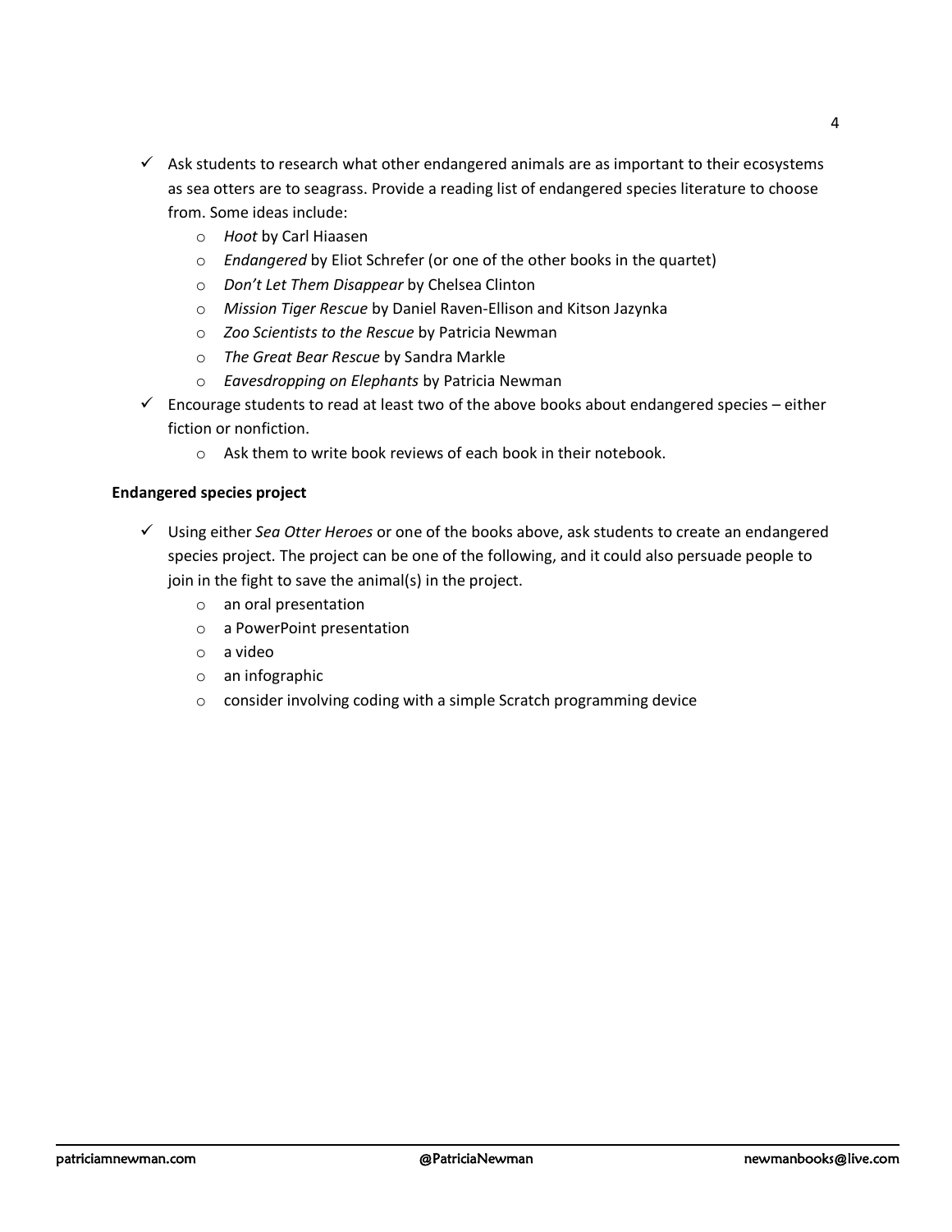- Ask students to research what other endangered animals are as important to their ecosystems as sea otters are to seagrass. Provide a reading list of endangered species literature to choose from. Some ideas include:
  - *Hoot* by Carl Hiaasen
  - *Endangered* by Eliot Schrefer (or one of the other books in the quartet)
  - *Don't Let Them Disappear* by Chelsea Clinton
  - *Mission Tiger Rescue* by Daniel Raven-Ellison and Kitson Jazynka
  - *Zoo Scientists to the Rescue* by Patricia Newman
  - *The Great Bear Rescue* by Sandra Markle
  - *Eavesdropping on Elephants* by Patricia Newman
- Encourage students to read at least two of the above books about endangered species – either fiction or nonfiction.
  - Ask them to write book reviews of each book in their notebook.

**Endangered species project**

- Using either *Sea Otter Heroes* or one of the books above, ask students to create an endangered species project. The project can be one of the following, and it could also persuade people to join in the fight to save the animal(s) in the project.
  - an oral presentation
  - a PowerPoint presentation
  - a video
  - an infographic
  - consider involving coding with a simple Scratch programming device